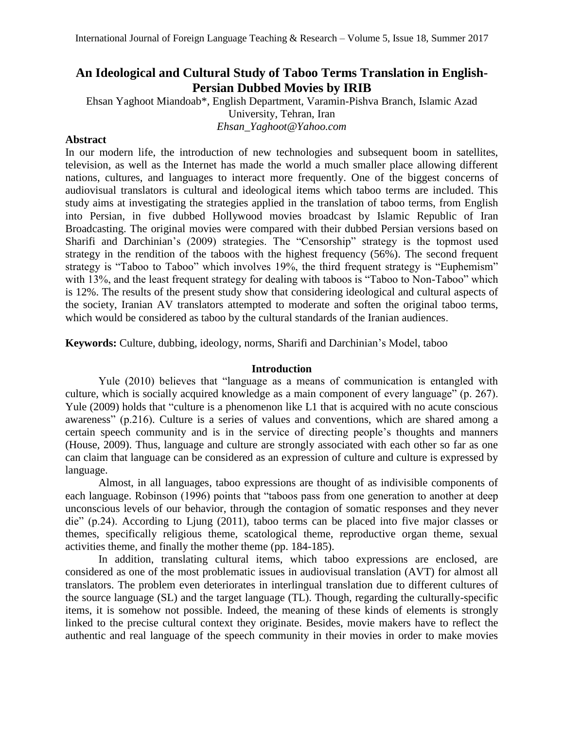# An Ideological and Cultural Study of Taboo Terms Translation in English-Persian Dubbed Movies by IRIB

Ehsan Yaghoot Miandoab*, English Department, Varamin-Pishva Branch, Islamic Azad University, Tehran, Iran
*Ehsan_Yaghoot@Yahoo.com*

## Abstract

In our modern life, the introduction of new technologies and subsequent boom in satellites, television, as well as the Internet has made the world a much smaller place allowing different nations, cultures, and languages to interact more frequently. One of the biggest concerns of audiovisual translators is cultural and ideological items which taboo terms are included. This study aims at investigating the strategies applied in the translation of taboo terms, from English into Persian, in five dubbed Hollywood movies broadcast by Islamic Republic of Iran Broadcasting. The original movies were compared with their dubbed Persian versions based on Sharifi and Darchinian's (2009) strategies. The "Censorship" strategy is the topmost used strategy in the rendition of the taboos with the highest frequency (56%). The second frequent strategy is "Taboo to Taboo" which involves 19%, the third frequent strategy is "Euphemism" with 13%, and the least frequent strategy for dealing with taboos is "Taboo to Non-Taboo" which is 12%. The results of the present study show that considering ideological and cultural aspects of the society, Iranian AV translators attempted to moderate and soften the original taboo terms, which would be considered as taboo by the cultural standards of the Iranian audiences.

**Keywords:** Culture, dubbing, ideology, norms, Sharifi and Darchinian's Model, taboo

## Introduction

Yule (2010) believes that "language as a means of communication is entangled with culture, which is socially acquired knowledge as a main component of every language" (p. 267). Yule (2009) holds that "culture is a phenomenon like L1 that is acquired with no acute conscious awareness" (p.216). Culture is a series of values and conventions, which are shared among a certain speech community and is in the service of directing people's thoughts and manners (House, 2009). Thus, language and culture are strongly associated with each other so far as one can claim that language can be considered as an expression of culture and culture is expressed by language.

Almost, in all languages, taboo expressions are thought of as indivisible components of each language. Robinson (1996) points that "taboos pass from one generation to another at deep unconscious levels of our behavior, through the contagion of somatic responses and they never die" (p.24). According to Ljung (2011), taboo terms can be placed into five major classes or themes, specifically religious theme, scatological theme, reproductive organ theme, sexual activities theme, and finally the mother theme (pp. 184-185).

In addition, translating cultural items, which taboo expressions are enclosed, are considered as one of the most problematic issues in audiovisual translation (AVT) for almost all translators. The problem even deteriorates in interlingual translation due to different cultures of the source language (SL) and the target language (TL). Though, regarding the culturally-specific items, it is somehow not possible. Indeed, the meaning of these kinds of elements is strongly linked to the precise cultural context they originate. Besides, movie makers have to reflect the authentic and real language of the speech community in their movies in order to make movies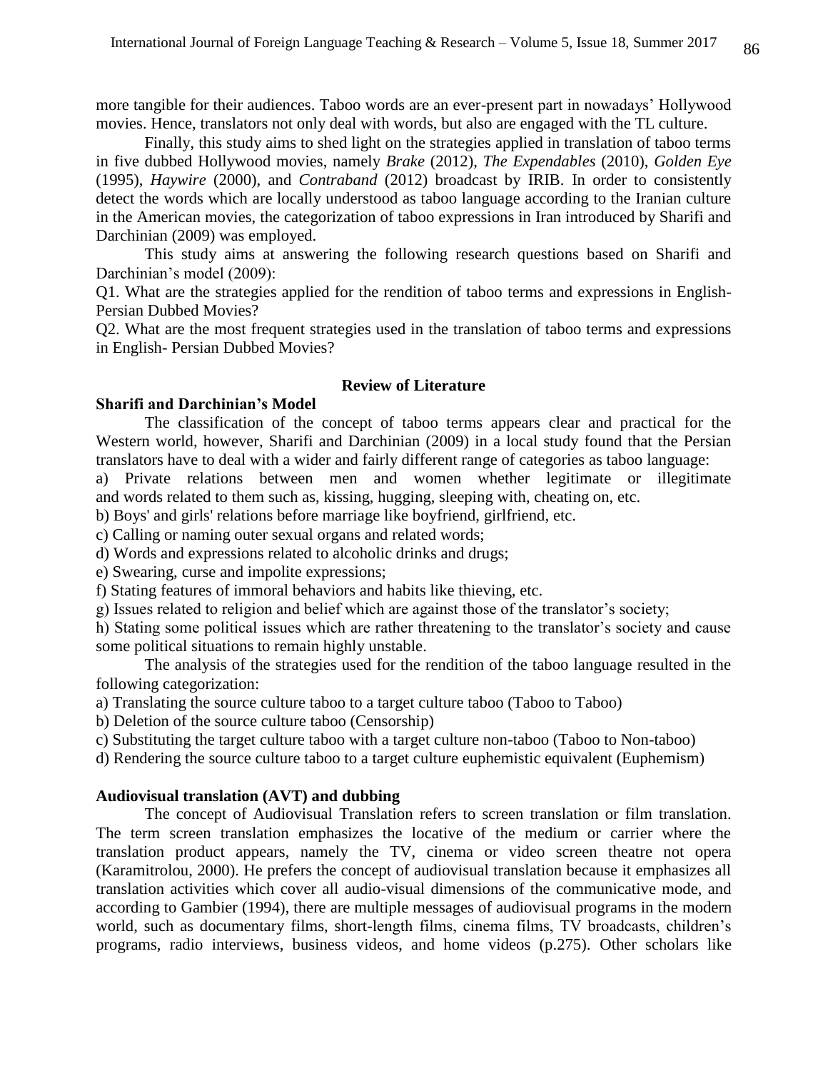more tangible for their audiences. Taboo words are an ever-present part in nowadays' Hollywood movies. Hence, translators not only deal with words, but also are engaged with the TL culture.

Finally, this study aims to shed light on the strategies applied in translation of taboo terms in five dubbed Hollywood movies, namely *Brake* (2012), *The Expendables* (2010), *Golden Eye* (1995), *Haywire* (2000), and *Contraband* (2012) broadcast by IRIB. In order to consistently detect the words which are locally understood as taboo language according to the Iranian culture in the American movies, the categorization of taboo expressions in Iran introduced by Sharifi and Darchinian (2009) was employed.

This study aims at answering the following research questions based on Sharifi and Darchinian's model (2009):

Q1. What are the strategies applied for the rendition of taboo terms and expressions in English-Persian Dubbed Movies?

Q2. What are the most frequent strategies used in the translation of taboo terms and expressions in English- Persian Dubbed Movies?

## Review of Literature

### Sharifi and Darchinian's Model

The classification of the concept of taboo terms appears clear and practical for the Western world, however, Sharifi and Darchinian (2009) in a local study found that the Persian translators have to deal with a wider and fairly different range of categories as taboo language:

a) Private relations between men and women whether legitimate or illegitimate and words related to them such as, kissing, hugging, sleeping with, cheating on, etc.

b) Boys' and girls' relations before marriage like boyfriend, girlfriend, etc.

c) Calling or naming outer sexual organs and related words;

d) Words and expressions related to alcoholic drinks and drugs;

e) Swearing, curse and impolite expressions;

f) Stating features of immoral behaviors and habits like thieving, etc.

g) Issues related to religion and belief which are against those of the translator's society;

h) Stating some political issues which are rather threatening to the translator's society and cause some political situations to remain highly unstable.

The analysis of the strategies used for the rendition of the taboo language resulted in the following categorization:

a) Translating the source culture taboo to a target culture taboo (Taboo to Taboo)

b) Deletion of the source culture taboo (Censorship)

c) Substituting the target culture taboo with a target culture non-taboo (Taboo to Non-taboo)

d) Rendering the source culture taboo to a target culture euphemistic equivalent (Euphemism)

### Audiovisual translation (AVT) and dubbing

The concept of Audiovisual Translation refers to screen translation or film translation. The term screen translation emphasizes the locative of the medium or carrier where the translation product appears, namely the TV, cinema or video screen theatre not opera (Karamitrolou, 2000). He prefers the concept of audiovisual translation because it emphasizes all translation activities which cover all audio-visual dimensions of the communicative mode, and according to Gambier (1994), there are multiple messages of audiovisual programs in the modern world, such as documentary films, short-length films, cinema films, TV broadcasts, children's programs, radio interviews, business videos, and home videos (p.275). Other scholars like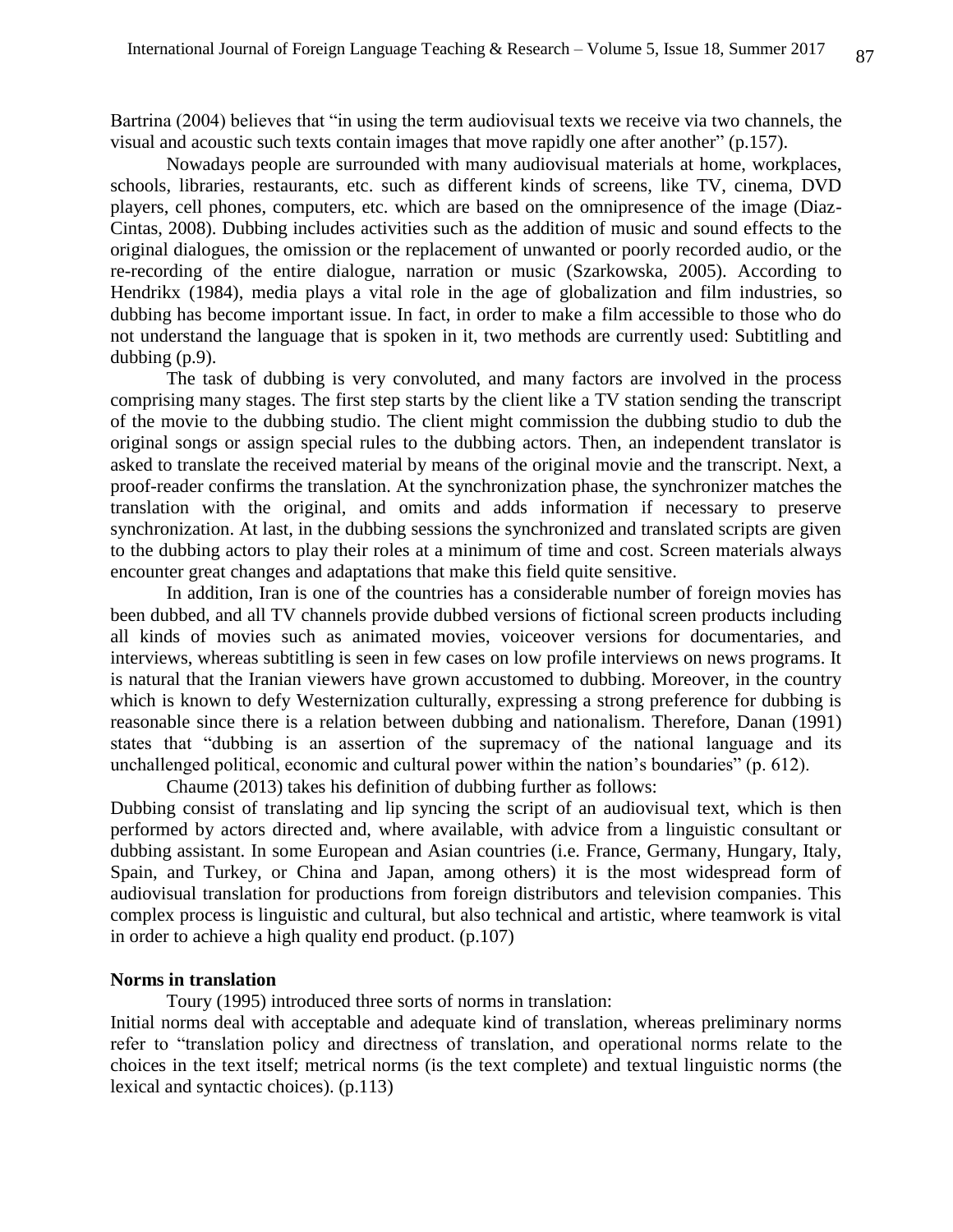Bartrina (2004) believes that "in using the term audiovisual texts we receive via two channels, the visual and acoustic such texts contain images that move rapidly one after another" (p.157).

Nowadays people are surrounded with many audiovisual materials at home, workplaces, schools, libraries, restaurants, etc. such as different kinds of screens, like TV, cinema, DVD players, cell phones, computers, etc. which are based on the omnipresence of the image (Diaz-Cintas, 2008). Dubbing includes activities such as the addition of music and sound effects to the original dialogues, the omission or the replacement of unwanted or poorly recorded audio, or the re-recording of the entire dialogue, narration or music (Szarkowska, 2005). According to Hendrikx (1984), media plays a vital role in the age of globalization and film industries, so dubbing has become important issue. In fact, in order to make a film accessible to those who do not understand the language that is spoken in it, two methods are currently used: Subtitling and dubbing (p.9).

The task of dubbing is very convoluted, and many factors are involved in the process comprising many stages. The first step starts by the client like a TV station sending the transcript of the movie to the dubbing studio. The client might commission the dubbing studio to dub the original songs or assign special rules to the dubbing actors. Then, an independent translator is asked to translate the received material by means of the original movie and the transcript. Next, a proof-reader confirms the translation. At the synchronization phase, the synchronizer matches the translation with the original, and omits and adds information if necessary to preserve synchronization. At last, in the dubbing sessions the synchronized and translated scripts are given to the dubbing actors to play their roles at a minimum of time and cost. Screen materials always encounter great changes and adaptations that make this field quite sensitive.

In addition, Iran is one of the countries has a considerable number of foreign movies has been dubbed, and all TV channels provide dubbed versions of fictional screen products including all kinds of movies such as animated movies, voiceover versions for documentaries, and interviews, whereas subtitling is seen in few cases on low profile interviews on news programs. It is natural that the Iranian viewers have grown accustomed to dubbing. Moreover, in the country which is known to defy Westernization culturally, expressing a strong preference for dubbing is reasonable since there is a relation between dubbing and nationalism. Therefore, Danan (1991) states that "dubbing is an assertion of the supremacy of the national language and its unchallenged political, economic and cultural power within the nation's boundaries" (p. 612).

Chaume (2013) takes his definition of dubbing further as follows:

Dubbing consist of translating and lip syncing the script of an audiovisual text, which is then performed by actors directed and, where available, with advice from a linguistic consultant or dubbing assistant. In some European and Asian countries (i.e. France, Germany, Hungary, Italy, Spain, and Turkey, or China and Japan, among others) it is the most widespread form of audiovisual translation for productions from foreign distributors and television companies. This complex process is linguistic and cultural, but also technical and artistic, where teamwork is vital in order to achieve a high quality end product. (p.107)

## Norms in translation

Toury (1995) introduced three sorts of norms in translation:

Initial norms deal with acceptable and adequate kind of translation, whereas preliminary norms refer to "translation policy and directness of translation, and operational norms relate to the choices in the text itself; metrical norms (is the text complete) and textual linguistic norms (the lexical and syntactic choices). (p.113)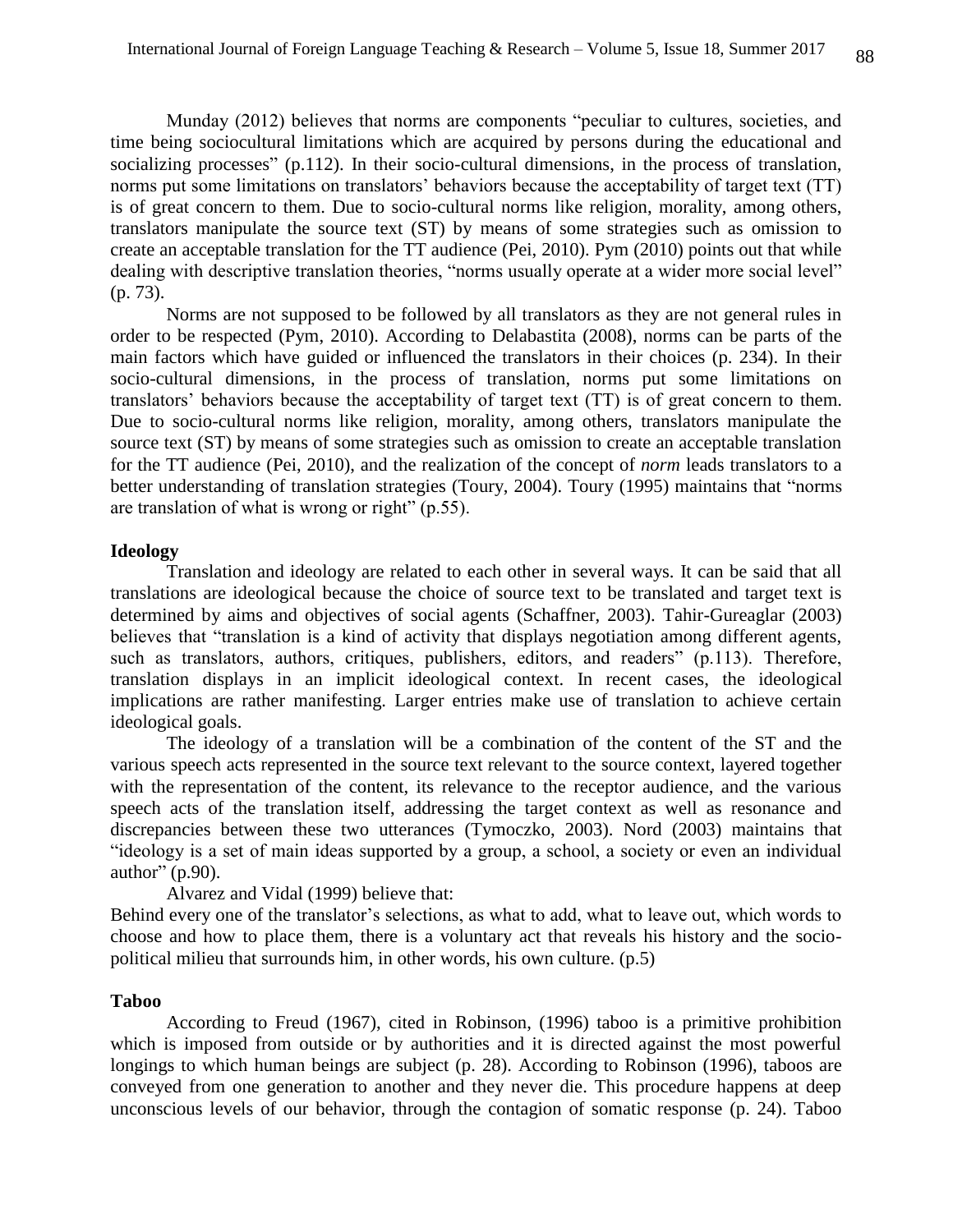Munday (2012) believes that norms are components "peculiar to cultures, societies, and time being sociocultural limitations which are acquired by persons during the educational and socializing processes" (p.112). In their socio-cultural dimensions, in the process of translation, norms put some limitations on translators' behaviors because the acceptability of target text (TT) is of great concern to them. Due to socio-cultural norms like religion, morality, among others, translators manipulate the source text (ST) by means of some strategies such as omission to create an acceptable translation for the TT audience (Pei, 2010). Pym (2010) points out that while dealing with descriptive translation theories, "norms usually operate at a wider more social level" (p. 73).

Norms are not supposed to be followed by all translators as they are not general rules in order to be respected (Pym, 2010). According to Delabastita (2008), norms can be parts of the main factors which have guided or influenced the translators in their choices (p. 234). In their socio-cultural dimensions, in the process of translation, norms put some limitations on translators' behaviors because the acceptability of target text (TT) is of great concern to them. Due to socio-cultural norms like religion, morality, among others, translators manipulate the source text (ST) by means of some strategies such as omission to create an acceptable translation for the TT audience (Pei, 2010), and the realization of the concept of *norm* leads translators to a better understanding of translation strategies (Toury, 2004). Toury (1995) maintains that "norms are translation of what is wrong or right" (p.55).

**Ideology**

Translation and ideology are related to each other in several ways. It can be said that all translations are ideological because the choice of source text to be translated and target text is determined by aims and objectives of social agents (Schaffner, 2003). Tahir-Gureaglar (2003) believes that "translation is a kind of activity that displays negotiation among different agents, such as translators, authors, critiques, publishers, editors, and readers" (p.113). Therefore, translation displays in an implicit ideological context. In recent cases, the ideological implications are rather manifesting. Larger entries make use of translation to achieve certain ideological goals.

The ideology of a translation will be a combination of the content of the ST and the various speech acts represented in the source text relevant to the source context, layered together with the representation of the content, its relevance to the receptor audience, and the various speech acts of the translation itself, addressing the target context as well as resonance and discrepancies between these two utterances (Tymoczko, 2003). Nord (2003) maintains that "ideology is a set of main ideas supported by a group, a school, a society or even an individual author" (p.90).

Alvarez and Vidal (1999) believe that:

Behind every one of the translator's selections, as what to add, what to leave out, which words to choose and how to place them, there is a voluntary act that reveals his history and the socio-political milieu that surrounds him, in other words, his own culture. (p.5)

**Taboo**

According to Freud (1967), cited in Robinson, (1996) taboo is a primitive prohibition which is imposed from outside or by authorities and it is directed against the most powerful longings to which human beings are subject (p. 28). According to Robinson (1996), taboos are conveyed from one generation to another and they never die. This procedure happens at deep unconscious levels of our behavior, through the contagion of somatic response (p. 24). Taboo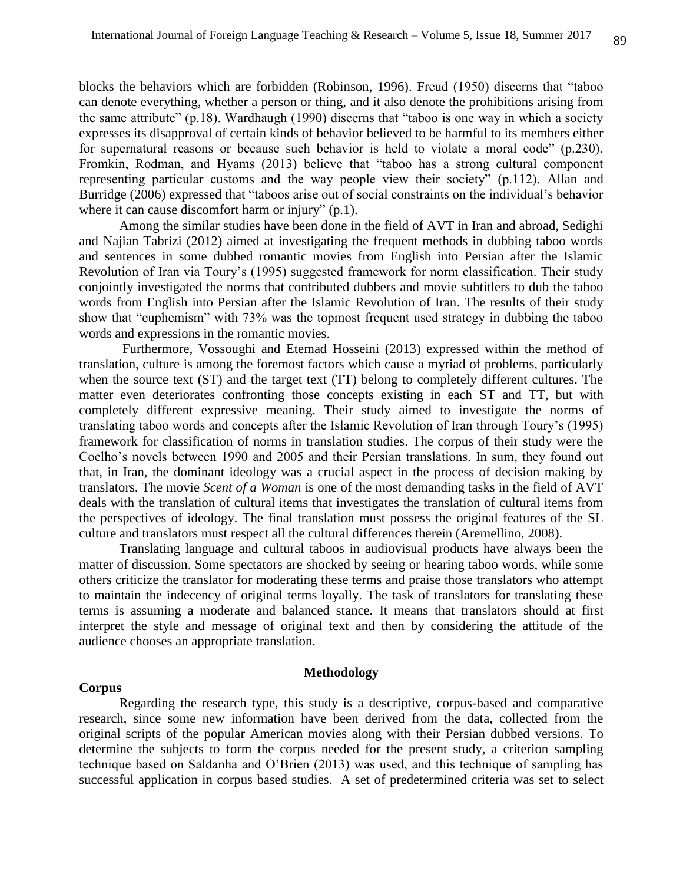blocks the behaviors which are forbidden (Robinson, 1996). Freud (1950) discerns that "taboo can denote everything, whether a person or thing, and it also denote the prohibitions arising from the same attribute" (p.18). Wardhaugh (1990) discerns that "taboo is one way in which a society expresses its disapproval of certain kinds of behavior believed to be harmful to its members either for supernatural reasons or because such behavior is held to violate a moral code" (p.230). Fromkin, Rodman, and Hyams (2013) believe that "taboo has a strong cultural component representing particular customs and the way people view their society" (p.112). Allan and Burridge (2006) expressed that "taboos arise out of social constraints on the individual's behavior where it can cause discomfort harm or injury" (p.1).

Among the similar studies have been done in the field of AVT in Iran and abroad, Sedighi and Najian Tabrizi (2012) aimed at investigating the frequent methods in dubbing taboo words and sentences in some dubbed romantic movies from English into Persian after the Islamic Revolution of Iran via Toury's (1995) suggested framework for norm classification. Their study conjointly investigated the norms that contributed dubbers and movie subtitlers to dub the taboo words from English into Persian after the Islamic Revolution of Iran. The results of their study show that "euphemism" with 73% was the topmost frequent used strategy in dubbing the taboo words and expressions in the romantic movies.

Furthermore, Vossoughi and Etemad Hosseini (2013) expressed within the method of translation, culture is among the foremost factors which cause a myriad of problems, particularly when the source text (ST) and the target text (TT) belong to completely different cultures. The matter even deteriorates confronting those concepts existing in each ST and TT, but with completely different expressive meaning. Their study aimed to investigate the norms of translating taboo words and concepts after the Islamic Revolution of Iran through Toury's (1995) framework for classification of norms in translation studies. The corpus of their study were the Coelho's novels between 1990 and 2005 and their Persian translations. In sum, they found out that, in Iran, the dominant ideology was a crucial aspect in the process of decision making by translators. The movie *Scent of a Woman* is one of the most demanding tasks in the field of AVT deals with the translation of cultural items that investigates the translation of cultural items from the perspectives of ideology. The final translation must possess the original features of the SL culture and translators must respect all the cultural differences therein (Aremellino, 2008).

Translating language and cultural taboos in audiovisual products have always been the matter of discussion. Some spectators are shocked by seeing or hearing taboo words, while some others criticize the translator for moderating these terms and praise those translators who attempt to maintain the indecency of original terms loyally. The task of translators for translating these terms is assuming a moderate and balanced stance. It means that translators should at first interpret the style and message of original text and then by considering the attitude of the audience chooses an appropriate translation.

## Methodology

### Corpus

Regarding the research type, this study is a descriptive, corpus-based and comparative research, since some new information have been derived from the data, collected from the original scripts of the popular American movies along with their Persian dubbed versions. To determine the subjects to form the corpus needed for the present study, a criterion sampling technique based on Saldanha and O'Brien (2013) was used, and this technique of sampling has successful application in corpus based studies. A set of predetermined criteria was set to select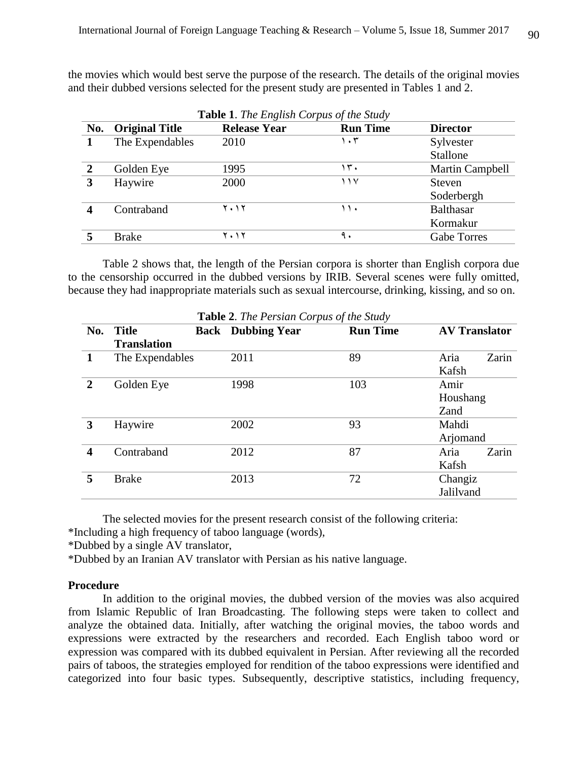the movies which would best serve the purpose of the research. The details of the original movies and their dubbed versions selected for the present study are presented in Tables 1 and 2.

**Table 1**. *The English Corpus of the Study*

| No. | Original Title | Release Year | Run Time | Director |
|---|---|---|---|---|
| 1 | The Expendables | 2010 | ۱۰۳ | Sylvester Stallone |
| 2 | Golden Eye | 1995 | ۱۳۰ | Martin Campbell |
| 3 | Haywire | 2000 | ۱۱۷ | Steven Soderbergh |
| 4 | Contraband | ۲۰۱۲ | ۱۱۰ | Balthasar Kormakur |
| 5 | Brake | ۲۰۱۲ | ۹۰ | Gabe Torres |

Table 2 shows that, the length of the Persian corpora is shorter than English corpora due to the censorship occurred in the dubbed versions by IRIB. Several scenes were fully omitted, because they had inappropriate materials such as sexual intercourse, drinking, kissing, and so on.

**Table 2**. *The Persian Corpus of the Study*

| No. | Title Back Translation | Dubbing Year | Run Time | AV Translator |
|---|---|---|---|---|
| 1 | The Expendables | 2011 | 89 | Aria Zarin Kafsh |
| 2 | Golden Eye | 1998 | 103 | Amir Houshang Zand |
| 3 | Haywire | 2002 | 93 | Mahdi Arjomand |
| 4 | Contraband | 2012 | 87 | Aria Zarin Kafsh |
| 5 | Brake | 2013 | 72 | Changiz Jalilvand |

The selected movies for the present research consist of the following criteria:
*Including a high frequency of taboo language (words),
*Dubbed by a single AV translator,
*Dubbed by an Iranian AV translator with Persian as his native language.

**Procedure**

In addition to the original movies, the dubbed version of the movies was also acquired from Islamic Republic of Iran Broadcasting. The following steps were taken to collect and analyze the obtained data. Initially, after watching the original movies, the taboo words and expressions were extracted by the researchers and recorded. Each English taboo word or expression was compared with its dubbed equivalent in Persian. After reviewing all the recorded pairs of taboos, the strategies employed for rendition of the taboo expressions were identified and categorized into four basic types. Subsequently, descriptive statistics, including frequency,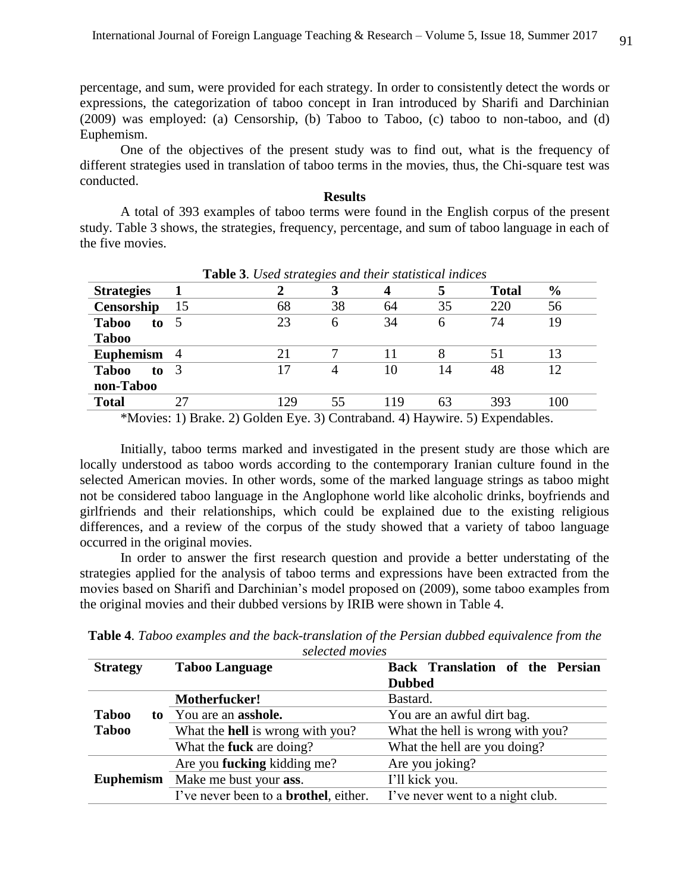percentage, and sum, were provided for each strategy. In order to consistently detect the words or expressions, the categorization of taboo concept in Iran introduced by Sharifi and Darchinian (2009) was employed: (a) Censorship, (b) Taboo to Taboo, (c) taboo to non-taboo, and (d) Euphemism.

One of the objectives of the present study was to find out, what is the frequency of different strategies used in translation of taboo terms in the movies, thus, the Chi-square test was conducted.

## Results

A total of 393 examples of taboo terms were found in the English corpus of the present study. Table 3 shows, the strategies, frequency, percentage, and sum of taboo language in each of the five movies.

**Table 3**. *Used strategies and their statistical indices*

| Strategies | 1 | 2 | 3 | 4 | 5 | Total | % |
|---|---|---|---|---|---|---|---|
| **Censorship** | 15 | 68 | 38 | 64 | 35 | 220 | 56 |
| **Taboo to Taboo** | 5 | 23 | 6 | 34 | 6 | 74 | 19 |
| **Euphemism** | 4 | 21 | 7 | 11 | 8 | 51 | 13 |
| **Taboo to non-Taboo** | 3 | 17 | 4 | 10 | 14 | 48 | 12 |
| **Total** | 27 | 129 | 55 | 119 | 63 | 393 | 100 |

*Movies: 1) Brake. 2) Golden Eye. 3) Contraband. 4) Haywire. 5) Expendables.

Initially, taboo terms marked and investigated in the present study are those which are locally understood as taboo words according to the contemporary Iranian culture found in the selected American movies. In other words, some of the marked language strings as taboo might not be considered taboo language in the Anglophone world like alcoholic drinks, boyfriends and girlfriends and their relationships, which could be explained due to the existing religious differences, and a review of the corpus of the study showed that a variety of taboo language occurred in the original movies.

In order to answer the first research question and provide a better understating of the strategies applied for the analysis of taboo terms and expressions have been extracted from the movies based on Sharifi and Darchinian's model proposed on (2009), some taboo examples from the original movies and their dubbed versions by IRIB were shown in Table 4.

**Table 4**. *Taboo examples and the back-translation of the Persian dubbed equivalence from the selected movies*

| Strategy | Taboo Language | Back Translation of the Persian Dubbed |
|---|---|---|
| **Taboo to Taboo** | **Motherfucker!** | Bastard. |
| | You are an **asshole.** | You are an awful dirt bag. |
| | What the **hell** is wrong with you? | What the hell is wrong with you? |
| | What the **fuck** are doing? | What the hell are you doing? |
| **Euphemism** | Are you **fucking** kidding me? | Are you joking? |
| | Make me bust your **ass**. | I'll kick you. |
| | I've never been to a **brothel**, either. | I've never went to a night club. |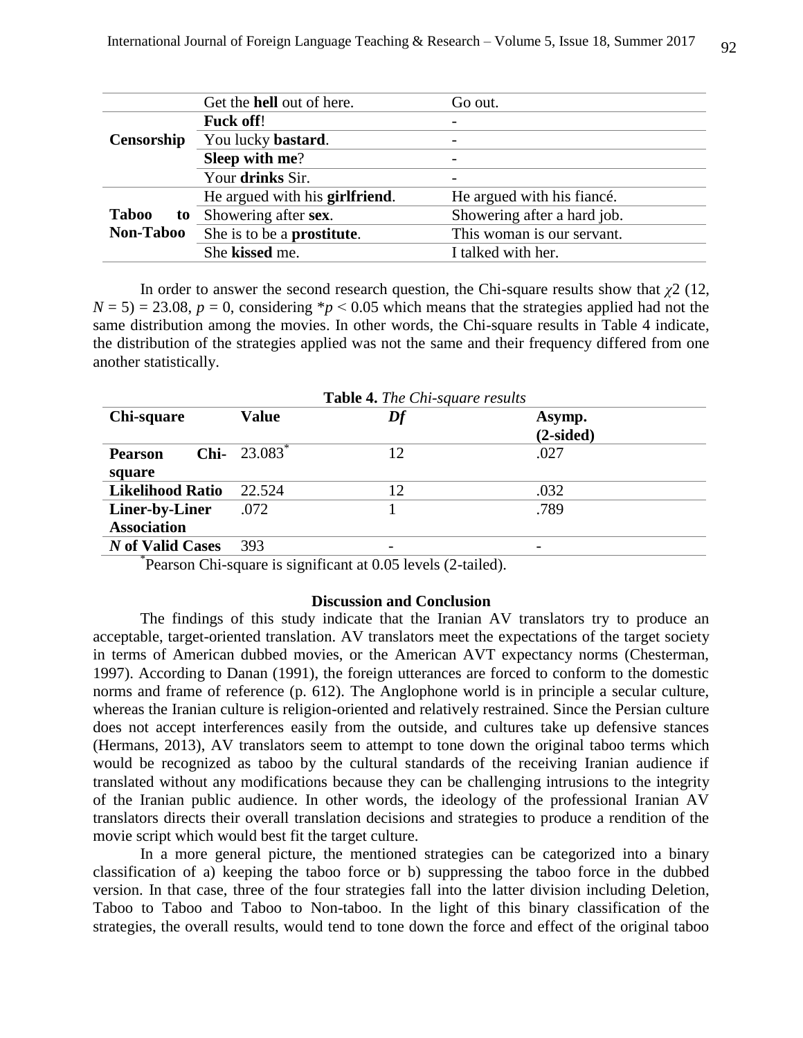|  |  |  |
|---|---|---|
| Censorship | Get the **hell** out of here. | Go out. |
|  | **Fuck off**! | - |
|  | You lucky **bastard**. | - |
|  | **Sleep with me**? | - |
|  | Your **drinks** Sir. | - |
| Taboo to Non-Taboo | He argued with his **girlfriend**. | He argued with his fiancé. |
|  | Showering after **sex**. | Showering after a hard job. |
|  | She is to be a **prostitute**. | This woman is our servant. |
|  | She **kissed** me. | I talked with her. |

In order to answer the second research question, the Chi-square results show that $\chi 2$ (12, $N$ = 5) = 23.08, $p$ = 0, considering $*p < 0.05$ which means that the strategies applied had not the same distribution among the movies. In other words, the Chi-square results in Table 4 indicate, the distribution of the strategies applied was not the same and their frequency differed from one another statistically.

**Table 4.** *The Chi-square results*

| Chi-square | Value | *Df* | Asymp. (2-sided) |
|---|---|---|---|
| **Pearson Chi-square** | 23.083* | 12 | .027 |
| **Likelihood Ratio** | 22.524 | 12 | .032 |
| **Liner-by-Liner Association** | .072 | 1 | .789 |
| ***N* of Valid Cases** | 393 | - | - |

*Pearson Chi-square is significant at 0.05 levels (2-tailed).

### Discussion and Conclusion

The findings of this study indicate that the Iranian AV translators try to produce an acceptable, target-oriented translation. AV translators meet the expectations of the target society in terms of American dubbed movies, or the American AVT expectancy norms (Chesterman, 1997). According to Danan (1991), the foreign utterances are forced to conform to the domestic norms and frame of reference (p. 612). The Anglophone world is in principle a secular culture, whereas the Iranian culture is religion-oriented and relatively restrained. Since the Persian culture does not accept interferences easily from the outside, and cultures take up defensive stances (Hermans, 2013), AV translators seem to attempt to tone down the original taboo terms which would be recognized as taboo by the cultural standards of the receiving Iranian audience if translated without any modifications because they can be challenging intrusions to the integrity of the Iranian public audience. In other words, the ideology of the professional Iranian AV translators directs their overall translation decisions and strategies to produce a rendition of the movie script which would best fit the target culture.

In a more general picture, the mentioned strategies can be categorized into a binary classification of a) keeping the taboo force or b) suppressing the taboo force in the dubbed version. In that case, three of the four strategies fall into the latter division including Deletion, Taboo to Taboo and Taboo to Non-taboo. In the light of this binary classification of the strategies, the overall results, would tend to tone down the force and effect of the original taboo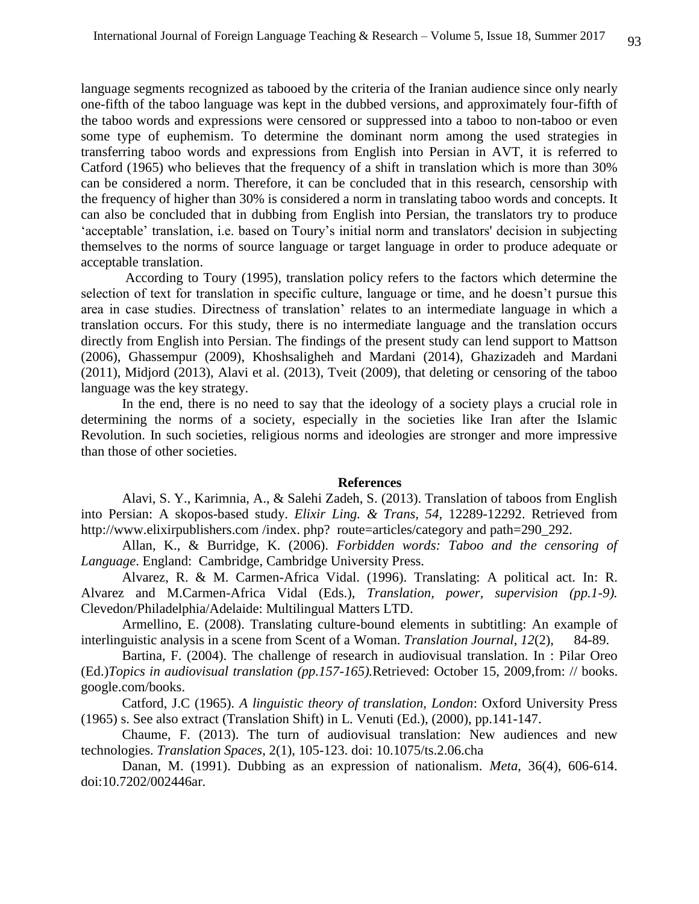language segments recognized as tabooed by the criteria of the Iranian audience since only nearly one-fifth of the taboo language was kept in the dubbed versions, and approximately four-fifth of the taboo words and expressions were censored or suppressed into a taboo to non-taboo or even some type of euphemism. To determine the dominant norm among the used strategies in transferring taboo words and expressions from English into Persian in AVT, it is referred to Catford (1965) who believes that the frequency of a shift in translation which is more than 30% can be considered a norm. Therefore, it can be concluded that in this research, censorship with the frequency of higher than 30% is considered a norm in translating taboo words and concepts. It can also be concluded that in dubbing from English into Persian, the translators try to produce 'acceptable' translation, i.e. based on Toury's initial norm and translators' decision in subjecting themselves to the norms of source language or target language in order to produce adequate or acceptable translation.

According to Toury (1995), translation policy refers to the factors which determine the selection of text for translation in specific culture, language or time, and he doesn't pursue this area in case studies. Directness of translation' relates to an intermediate language in which a translation occurs. For this study, there is no intermediate language and the translation occurs directly from English into Persian. The findings of the present study can lend support to Mattson (2006), Ghassempur (2009), Khoshsaligheh and Mardani (2014), Ghazizadeh and Mardani (2011), Midjord (2013), Alavi et al. (2013), Tveit (2009), that deleting or censoring of the taboo language was the key strategy.

In the end, there is no need to say that the ideology of a society plays a crucial role in determining the norms of a society, especially in the societies like Iran after the Islamic Revolution. In such societies, religious norms and ideologies are stronger and more impressive than those of other societies.

## References

Alavi, S. Y., Karimnia, A., & Salehi Zadeh, S. (2013). Translation of taboos from English into Persian: A skopos-based study. *Elixir Ling. & Trans, 54*, 12289-12292. Retrieved from http://www.elixirpublishers.com /index. php? route=articles/category and path=290_292.

Allan, K., & Burridge, K. (2006). *Forbidden words: Taboo and the censoring of Language*. England: Cambridge, Cambridge University Press.

Alvarez, R. & M. Carmen-Africa Vidal. (1996). Translating: A political act. In: R. Alvarez and M.Carmen-Africa Vidal (Eds.), *Translation, power, supervision (pp.1-9).* Clevedon/Philadelphia/Adelaide: Multilingual Matters LTD.

Armellino, E. (2008). Translating culture-bound elements in subtitling: An example of interlinguistic analysis in a scene from Scent of a Woman. *Translation Journal*, *12*(2), 84-89.

Bartina, F. (2004). The challenge of research in audiovisual translation. In : Pilar Oreo (Ed.)*Topics in audiovisual translation (pp.157-165).*Retrieved: October 15, 2009,from: // books. google.com/books.

Catford, J.C (1965). *A linguistic theory of translation, London*: Oxford University Press (1965) s. See also extract (Translation Shift) in L. Venuti (Ed.), (2000), pp.141-147.

Chaume, F. (2013). The turn of audiovisual translation: New audiences and new technologies. *Translation Spaces*, 2(1), 105-123. doi: 10.1075/ts.2.06.cha

Danan, M. (1991). Dubbing as an expression of nationalism. *Meta*, 36(4), 606-614. doi:10.7202/002446ar.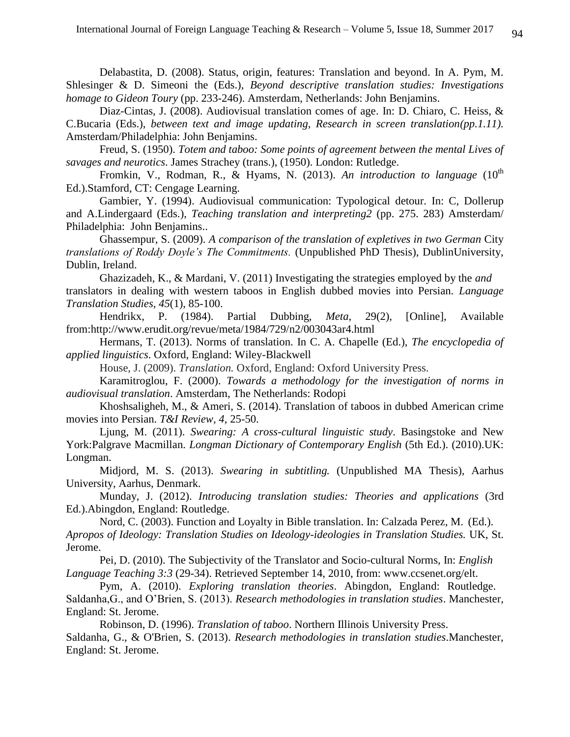Delabastita, D. (2008). Status, origin, features: Translation and beyond. In A. Pym, M. Shlesinger & D. Simeoni the (Eds.), *Beyond descriptive translation studies: Investigations homage to Gideon Toury* (pp. 233-246). Amsterdam, Netherlands: John Benjamins.

Diaz-Cintas, J. (2008). Audiovisual translation comes of age. In: D. Chiaro, C. Heiss, & C.Bucaria (Eds.), *between text and image updating, Research in screen translation(pp.1.11).* Amsterdam/Philadelphia: John Benjamins.

Freud, S. (1950). *Totem and taboo: Some points of agreement between the mental Lives of savages and neurotics*. James Strachey (trans.), (1950). London: Rutledge.

Fromkin, V., Rodman, R., & Hyams, N. (2013). *An introduction to language* (10th Ed.).Stamford, CT: Cengage Learning.

Gambier, Y. (1994). Audiovisual communication: Typological detour. In: C, Dollerup and A.Lindergaard (Eds.), *Teaching translation and interpreting2* (pp. 275. 283) Amsterdam/ Philadelphia: John Benjamins..

Ghassempur, S. (2009). *A comparison of the translation of expletives in two German* City *translations of Roddy Doyle's The Commitments.* (Unpublished PhD Thesis), DublinUniversity, Dublin, Ireland.

Ghazizadeh, K., & Mardani, V. (2011) Investigating the strategies employed by the *and* translators in dealing with western taboos in English dubbed movies into Persian. *Language Translation Studies*, *45*(1), 85-100.

Hendrikx, P. (1984). Partial Dubbing, *Meta,* 29(2), [Online], Available from:http://www.erudit.org/revue/meta/1984/729/n2/003043ar4.html

Hermans, T. (2013). Norms of translation. In C. A. Chapelle (Ed.), *The encyclopedia of applied linguistics*. Oxford, England: Wiley-Blackwell

House, J. (2009). *Translation.* Oxford, England: Oxford University Press.

Karamitroglou, F. (2000). *Towards a methodology for the investigation of norms in audiovisual translation*. Amsterdam, The Netherlands: Rodopi

Khoshsaligheh, M., & Ameri, S. (2014). Translation of taboos in dubbed American crime movies into Persian. *T&I Review, 4*, 25-50.

Ljung, M. (2011). *Swearing: A cross-cultural linguistic study*. Basingstoke and New York:Palgrave Macmillan. *Longman Dictionary of Contemporary English* (5th Ed.). (2010).UK: Longman.

Midjord, M. S. (2013). *Swearing in subtitling.* (Unpublished MA Thesis), Aarhus University, Aarhus, Denmark.

Munday, J. (2012). *Introducing translation studies: Theories and applications* (3rd Ed.).Abingdon, England: Routledge.

Nord, C. (2003). Function and Loyalty in Bible translation. In: Calzada Perez, M. (Ed.). *Apropos of Ideology: Translation Studies on Ideology-ideologies in Translation Studies.* UK, St. Jerome.

Pei, D. (2010). The Subjectivity of the Translator and Socio-cultural Norms, In: *English Language Teaching 3:3* (29-34). Retrieved September 14, 2010, from: www.ccsenet.org/elt.

Pym, A. (2010). *Exploring translation theories*. Abingdon, England: Routledge. Saldanha,G., and O'Brien, S. (2013). *Research methodologies in translation studies*. Manchester, England: St. Jerome.

Robinson, D. (1996). *Translation of taboo*. Northern Illinois University Press.

Saldanha, G., & O'Brien, S. (2013). *Research methodologies in translation studies*.Manchester, England: St. Jerome.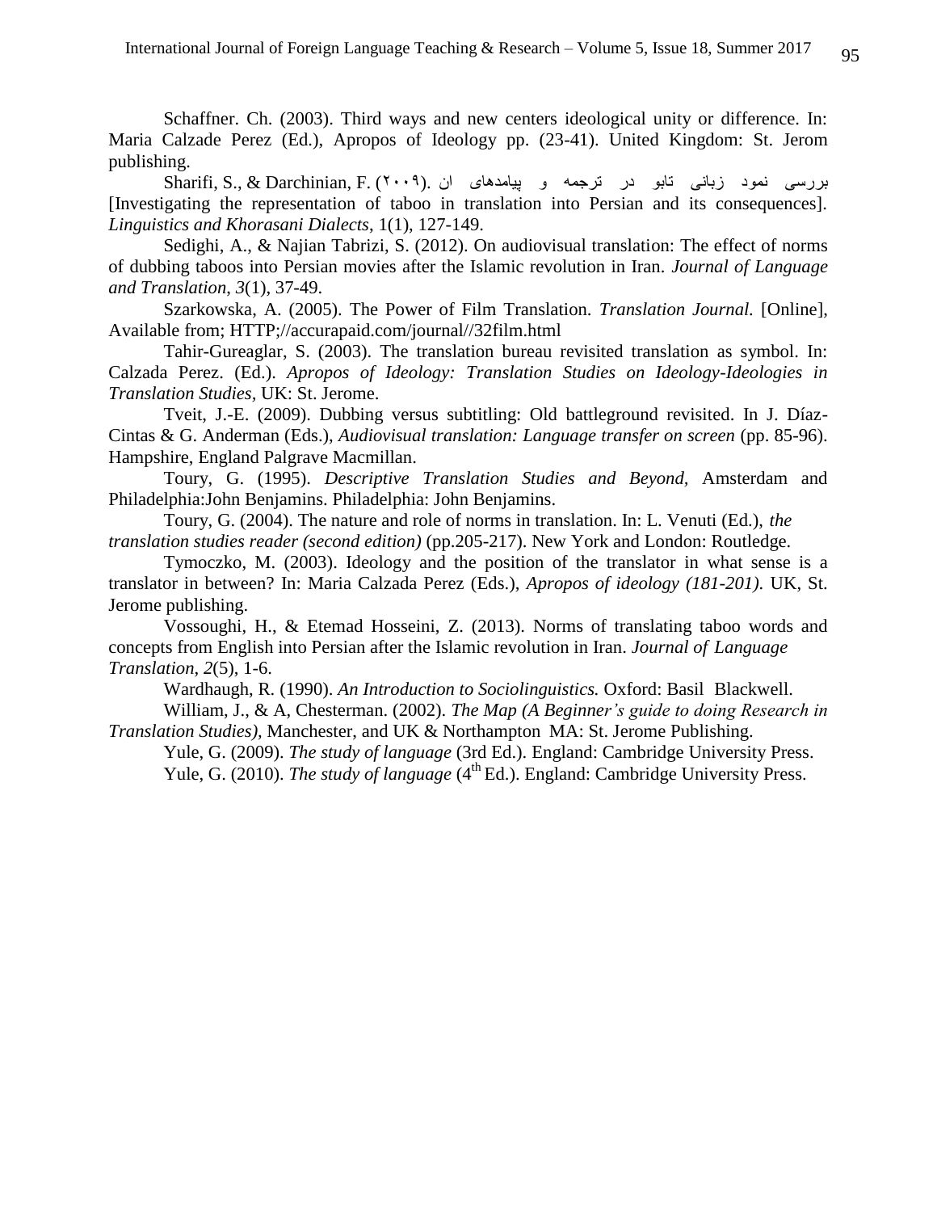Schaffner. Ch. (2003). Third ways and new centers ideological unity or difference. In: Maria Calzade Perez (Ed.), Apropos of Ideology pp. (23-41). United Kingdom: St. Jerom publishing.

Sharifi, S., & Darchinian, F. (۲۰۰۹). بررسی نمود زبانی تابو در ترجمه و پیامدهای ان [Investigating the representation of taboo in translation into Persian and its consequences]. *Linguistics and Khorasani Dialects*, 1(1), 127-149.

Sedighi, A., & Najian Tabrizi, S. (2012). On audiovisual translation: The effect of norms of dubbing taboos into Persian movies after the Islamic revolution in Iran. *Journal of Language and Translation*, *3*(1), 37-49.

Szarkowska, A. (2005). The Power of Film Translation. *Translation Journal*. [Online], Available from; HTTP;//accurapaid.com/journal//32film.html

Tahir-Gureaglar, S. (2003). The translation bureau revisited translation as symbol. In: Calzada Perez. (Ed.). *Apropos of Ideology: Translation Studies on Ideology-Ideologies in Translation Studies*, UK: St. Jerome.

Tveit, J.-E. (2009). Dubbing versus subtitling: Old battleground revisited. In J. Díaz-Cintas & G. Anderman (Eds.), *Audiovisual translation: Language transfer on screen* (pp. 85-96). Hampshire, England Palgrave Macmillan.

Toury, G. (1995). *Descriptive Translation Studies and Beyond,* Amsterdam and Philadelphia:John Benjamins. Philadelphia: John Benjamins.

Toury, G. (2004). The nature and role of norms in translation. In: L. Venuti (Ed.), *the translation studies reader (second edition)* (pp.205-217). New York and London: Routledge.

Tymoczko, M. (2003). Ideology and the position of the translator in what sense is a translator in between? In: Maria Calzada Perez (Eds.), *Apropos of ideology (181-201)*. UK, St. Jerome publishing.

Vossoughi, H., & Etemad Hosseini, Z. (2013). Norms of translating taboo words and concepts from English into Persian after the Islamic revolution in Iran. *Journal of Language Translation*, *2*(5), 1-6.

Wardhaugh, R. (1990). *An Introduction to Sociolinguistics.* Oxford: Basil Blackwell.

William, J., & A, Chesterman. (2002). *The Map (A Beginner's guide to doing Research in Translation Studies),* Manchester, and UK & Northampton MA: St. Jerome Publishing.

Yule, G. (2009). *The study of language* (3rd Ed.). England: Cambridge University Press.

Yule, G. (2010). *The study of language* (4th Ed.). England: Cambridge University Press.